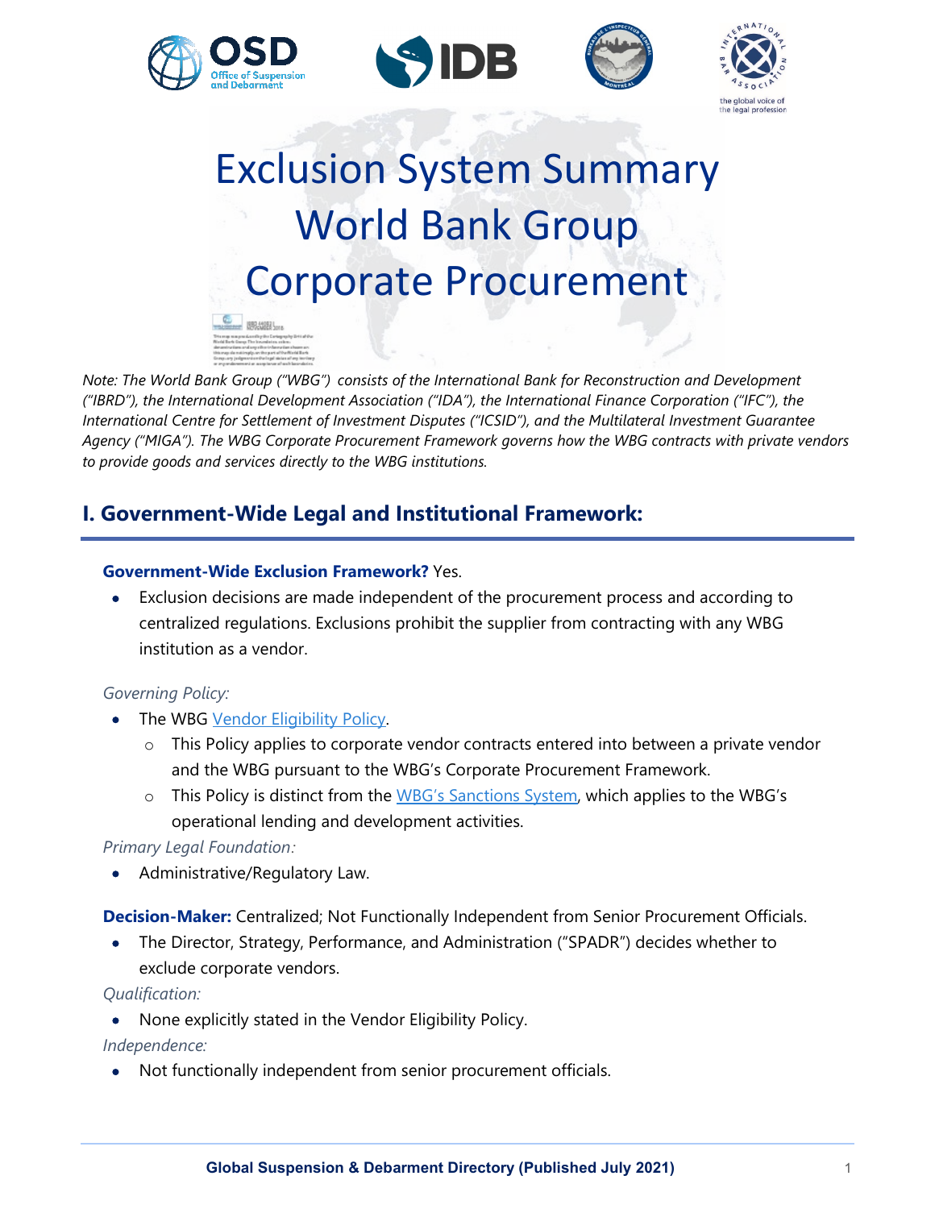# Exclusion System Summary World Bank Group Corporate Procurement

*Note: The World Bank Group ("WBG") consists of the International Bank for Reconstruction and Development ("IBRD"), the International Development Association ("IDA"), the International Finance Corporation ("IFC"), the International Centre for Settlement of Investment Disputes ("ICSID"), and the Multilateral Investment Guarantee Agency ("MIGA"). The WBG Corporate Procurement Framework governs how the WBG contracts with private vendors to provide goods and services directly to the WBG institutions.*

## I. Government-Wide Legal and Institutional Framework:

**Government-Wide Exclusion Framework?** Yes.

- Exclusion decisions are made independent of the procurement process and according to centralized regulations. Exclusions prohibit the supplier from contracting with any WBG institution as a vendor.

*Governing Policy:*

- The WBG Vendor Eligibility Policy.
  - This Policy applies to corporate vendor contracts entered into between a private vendor and the WBG pursuant to the WBG's Corporate Procurement Framework.
  - This Policy is distinct from the WBG's Sanctions System, which applies to the WBG's operational lending and development activities.

*Primary Legal Foundation:*

- Administrative/Regulatory Law.

**Decision-Maker:** Centralized; Not Functionally Independent from Senior Procurement Officials.

- The Director, Strategy, Performance, and Administration ("SPADR") decides whether to exclude corporate vendors.

*Qualification:*

- None explicitly stated in the Vendor Eligibility Policy.

*Independence:*

- Not functionally independent from senior procurement officials.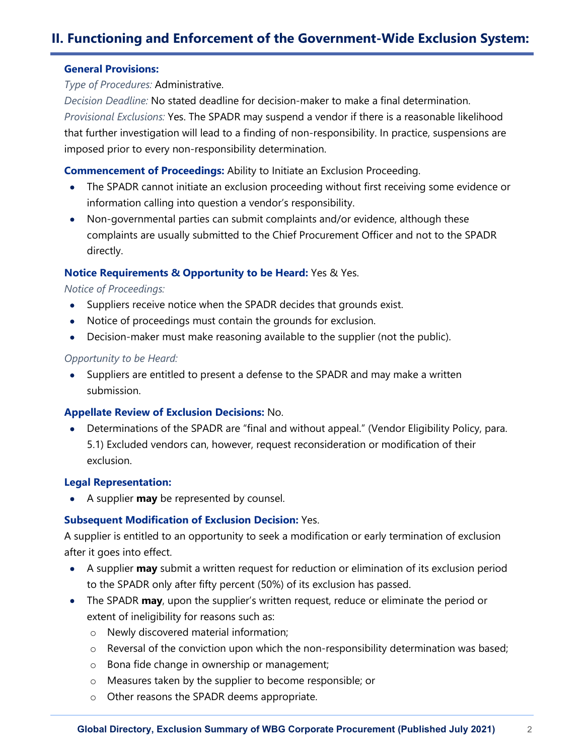## II. Functioning and Enforcement of the Government-Wide Exclusion System:

**General Provisions:**

*Type of Procedures:* Administrative.

*Decision Deadline:* No stated deadline for decision-maker to make a final determination.

*Provisional Exclusions:* Yes. The SPADR may suspend a vendor if there is a reasonable likelihood that further investigation will lead to a finding of non-responsibility. In practice, suspensions are imposed prior to every non-responsibility determination.

**Commencement of Proceedings:** Ability to Initiate an Exclusion Proceeding.

- The SPADR cannot initiate an exclusion proceeding without first receiving some evidence or information calling into question a vendor's responsibility.
- Non-governmental parties can submit complaints and/or evidence, although these complaints are usually submitted to the Chief Procurement Officer and not to the SPADR directly.

**Notice Requirements & Opportunity to be Heard:** Yes & Yes.

*Notice of Proceedings:*

- Suppliers receive notice when the SPADR decides that grounds exist.
- Notice of proceedings must contain the grounds for exclusion.
- Decision-maker must make reasoning available to the supplier (not the public).

*Opportunity to be Heard:*

- Suppliers are entitled to present a defense to the SPADR and may make a written submission.

**Appellate Review of Exclusion Decisions:** No.

- Determinations of the SPADR are "final and without appeal." (Vendor Eligibility Policy, para. 5.1) Excluded vendors can, however, request reconsideration or modification of their exclusion.

**Legal Representation:**

- A supplier **may** be represented by counsel.

**Subsequent Modification of Exclusion Decision:** Yes.

A supplier is entitled to an opportunity to seek a modification or early termination of exclusion after it goes into effect.

- A supplier **may** submit a written request for reduction or elimination of its exclusion period to the SPADR only after fifty percent (50%) of its exclusion has passed.
- The SPADR **may**, upon the supplier's written request, reduce or eliminate the period or extent of ineligibility for reasons such as:
  - Newly discovered material information;
  - Reversal of the conviction upon which the non-responsibility determination was based;
  - Bona fide change in ownership or management;
  - Measures taken by the supplier to become responsible; or
  - Other reasons the SPADR deems appropriate.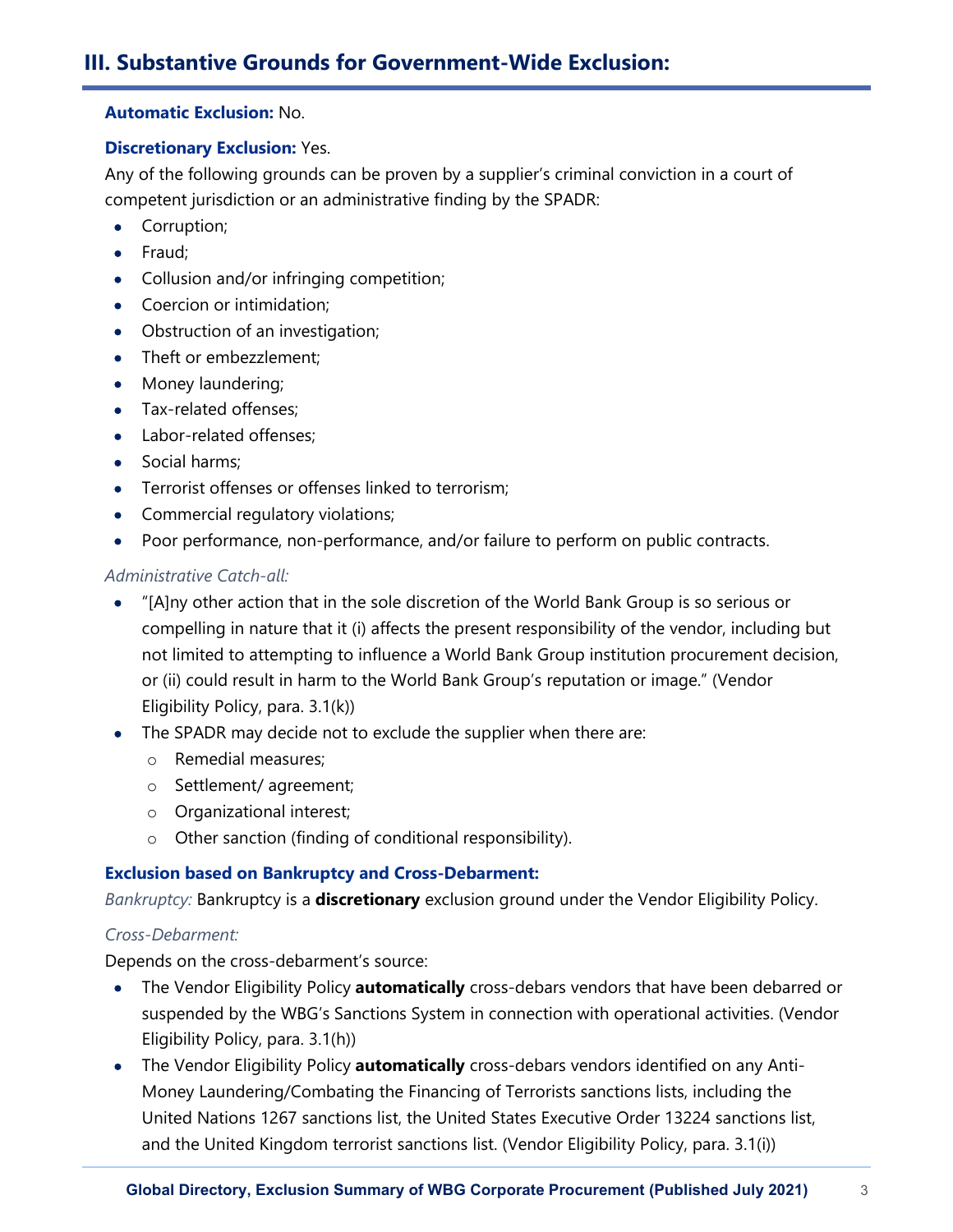## III. Substantive Grounds for Government-Wide Exclusion:

**Automatic Exclusion:** No.

**Discretionary Exclusion:** Yes.

Any of the following grounds can be proven by a supplier's criminal conviction in a court of competent jurisdiction or an administrative finding by the SPADR:

- Corruption;
- Fraud;
- Collusion and/or infringing competition;
- Coercion or intimidation;
- Obstruction of an investigation;
- Theft or embezzlement;
- Money laundering;
- Tax-related offenses;
- Labor-related offenses;
- Social harms;
- Terrorist offenses or offenses linked to terrorism;
- Commercial regulatory violations;
- Poor performance, non-performance, and/or failure to perform on public contracts.

*Administrative Catch-all:*

- "[A]ny other action that in the sole discretion of the World Bank Group is so serious or compelling in nature that it (i) affects the present responsibility of the vendor, including but not limited to attempting to influence a World Bank Group institution procurement decision, or (ii) could result in harm to the World Bank Group's reputation or image." (Vendor Eligibility Policy, para. 3.1(k))
- The SPADR may decide not to exclude the supplier when there are:
  - Remedial measures;
  - Settlement/ agreement;
  - Organizational interest;
  - Other sanction (finding of conditional responsibility).

**Exclusion based on Bankruptcy and Cross-Debarment:**

*Bankruptcy:* Bankruptcy is a **discretionary** exclusion ground under the Vendor Eligibility Policy.

*Cross-Debarment:*

Depends on the cross-debarment's source:

- The Vendor Eligibility Policy **automatically** cross-debars vendors that have been debarred or suspended by the WBG's Sanctions System in connection with operational activities. (Vendor Eligibility Policy, para. 3.1(h))
- The Vendor Eligibility Policy **automatically** cross-debars vendors identified on any Anti-Money Laundering/Combating the Financing of Terrorists sanctions lists, including the United Nations 1267 sanctions list, the United States Executive Order 13224 sanctions list, and the United Kingdom terrorist sanctions list. (Vendor Eligibility Policy, para. 3.1(i))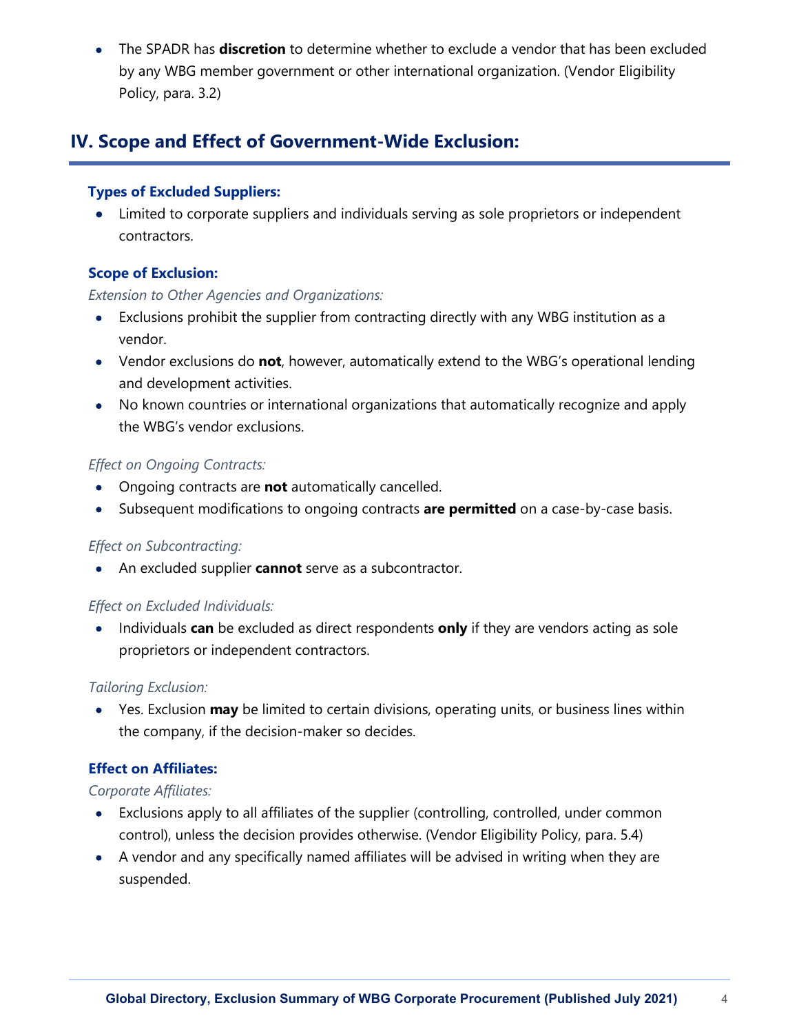- The SPADR has **discretion** to determine whether to exclude a vendor that has been excluded by any WBG member government or other international organization. (Vendor Eligibility Policy, para. 3.2)

## IV. Scope and Effect of Government-Wide Exclusion:

### Types of Excluded Suppliers:

- Limited to corporate suppliers and individuals serving as sole proprietors or independent contractors.

### Scope of Exclusion:

*Extension to Other Agencies and Organizations:*

- Exclusions prohibit the supplier from contracting directly with any WBG institution as a vendor.
- Vendor exclusions do **not**, however, automatically extend to the WBG's operational lending and development activities.
- No known countries or international organizations that automatically recognize and apply the WBG's vendor exclusions.

*Effect on Ongoing Contracts:*

- Ongoing contracts are **not** automatically cancelled.
- Subsequent modifications to ongoing contracts **are permitted** on a case-by-case basis.

*Effect on Subcontracting:*

- An excluded supplier **cannot** serve as a subcontractor.

*Effect on Excluded Individuals:*

- Individuals **can** be excluded as direct respondents **only** if they are vendors acting as sole proprietors or independent contractors.

*Tailoring Exclusion:*

- Yes. Exclusion **may** be limited to certain divisions, operating units, or business lines within the company, if the decision-maker so decides.

### Effect on Affiliates:

*Corporate Affiliates:*

- Exclusions apply to all affiliates of the supplier (controlling, controlled, under common control), unless the decision provides otherwise. (Vendor Eligibility Policy, para. 5.4)
- A vendor and any specifically named affiliates will be advised in writing when they are suspended.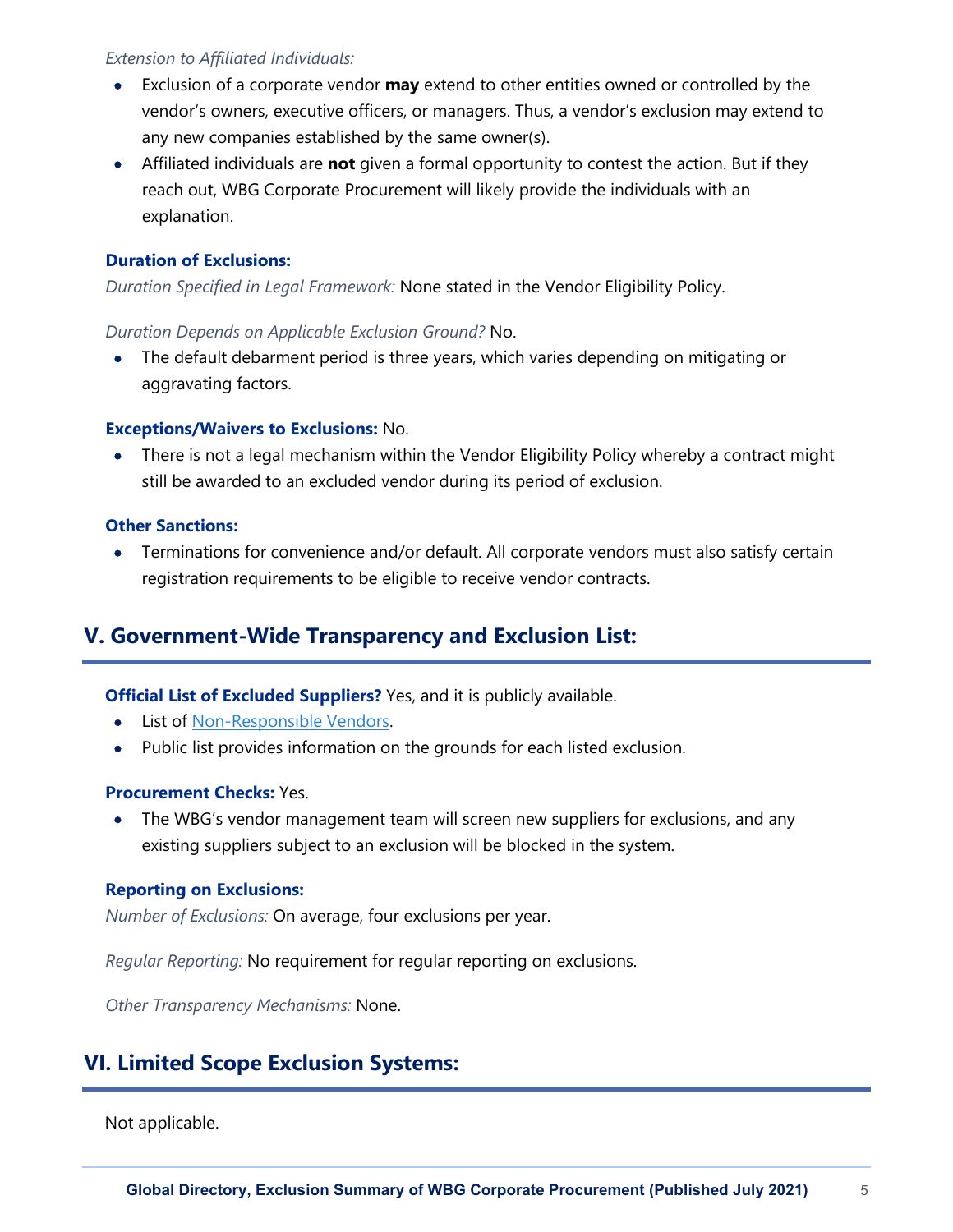*Extension to Affiliated Individuals:*

- Exclusion of a corporate vendor **may** extend to other entities owned or controlled by the vendor's owners, executive officers, or managers. Thus, a vendor's exclusion may extend to any new companies established by the same owner(s).
- Affiliated individuals are **not** given a formal opportunity to contest the action. But if they reach out, WBG Corporate Procurement will likely provide the individuals with an explanation.

**Duration of Exclusions:**

*Duration Specified in Legal Framework:* None stated in the Vendor Eligibility Policy.

*Duration Depends on Applicable Exclusion Ground?* No.

- The default debarment period is three years, which varies depending on mitigating or aggravating factors.

**Exceptions/Waivers to Exclusions:** No.

- There is not a legal mechanism within the Vendor Eligibility Policy whereby a contract might still be awarded to an excluded vendor during its period of exclusion.

**Other Sanctions:**

- Terminations for convenience and/or default. All corporate vendors must also satisfy certain registration requirements to be eligible to receive vendor contracts.

## V. Government-Wide Transparency and Exclusion List:

**Official List of Excluded Suppliers?** Yes, and it is publicly available.

- List of Non-Responsible Vendors.
- Public list provides information on the grounds for each listed exclusion.

**Procurement Checks:** Yes.

- The WBG's vendor management team will screen new suppliers for exclusions, and any existing suppliers subject to an exclusion will be blocked in the system.

**Reporting on Exclusions:**

*Number of Exclusions:* On average, four exclusions per year.

*Regular Reporting:* No requirement for regular reporting on exclusions.

*Other Transparency Mechanisms:* None.

## VI. Limited Scope Exclusion Systems:

Not applicable.